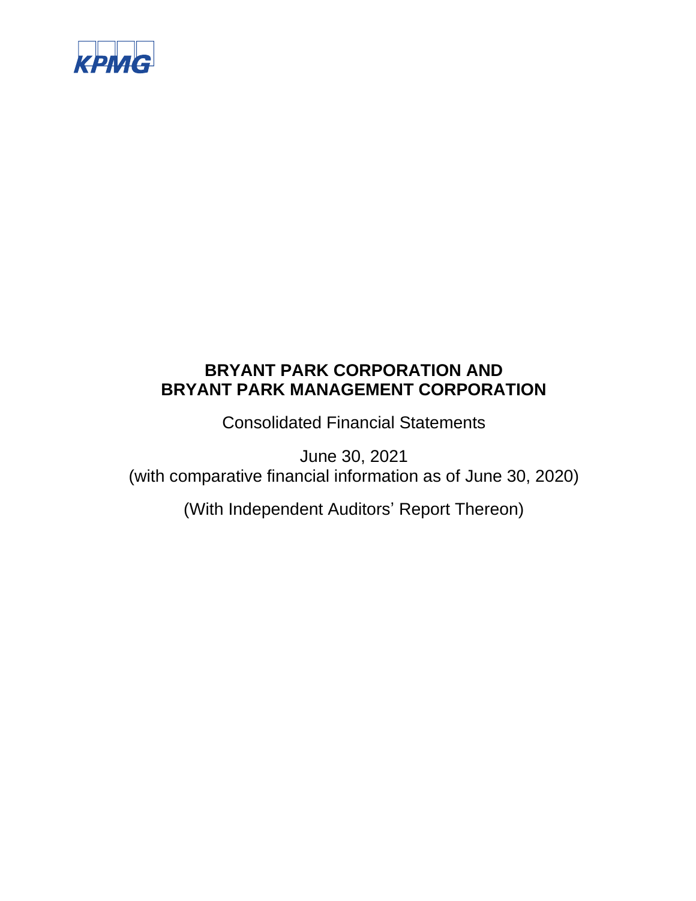KPMG

# BRYANT PARK CORPORATION AND BRYANT PARK MANAGEMENT CORPORATION

Consolidated Financial Statements

June 30, 2021
(with comparative financial information as of June 30, 2020)

(With Independent Auditors' Report Thereon)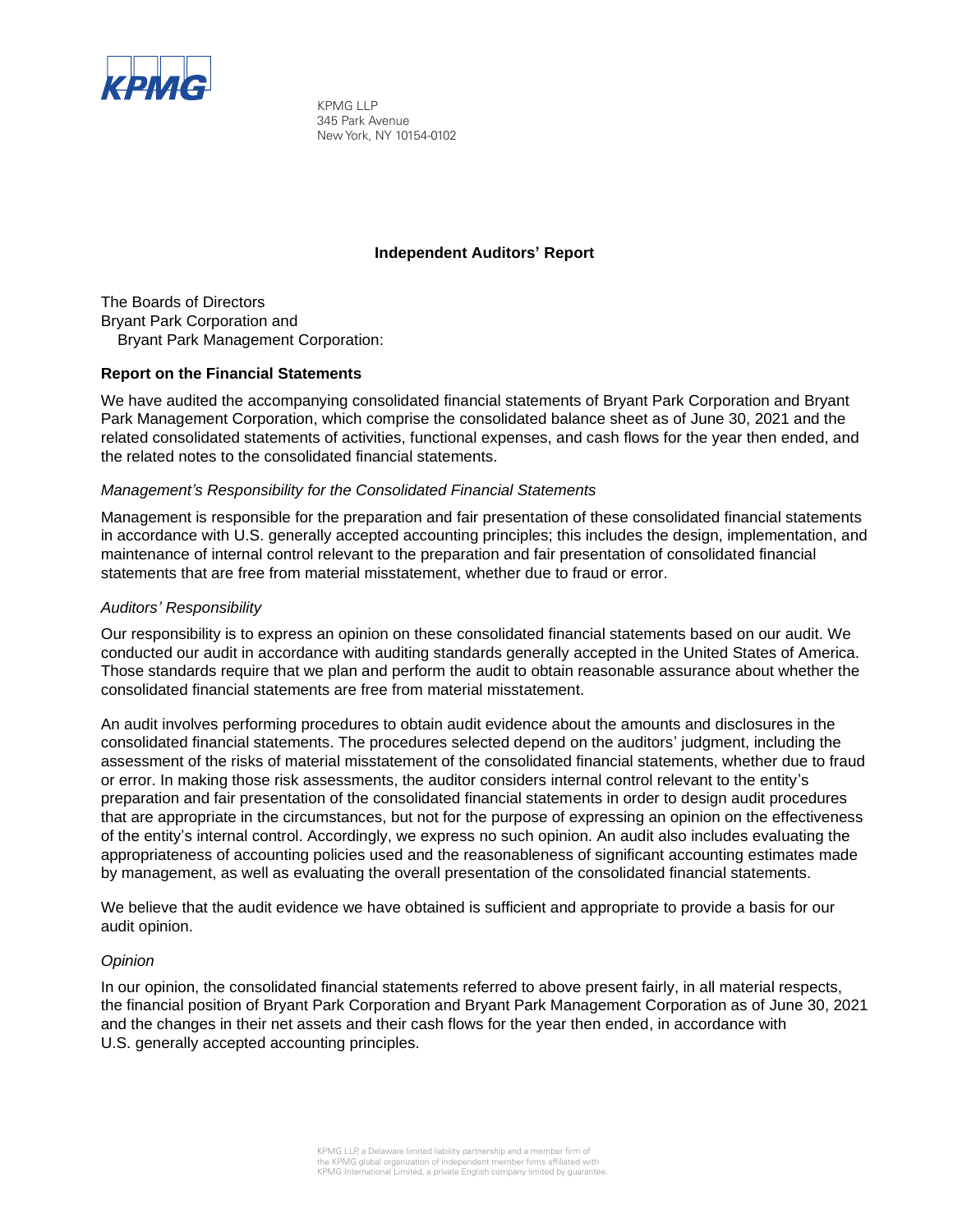KPMG LLP
345 Park Avenue
New York, NY 10154-0102

## Independent Auditors' Report

The Boards of Directors
Bryant Park Corporation and
Bryant Park Management Corporation:

### Report on the Financial Statements

We have audited the accompanying consolidated financial statements of Bryant Park Corporation and Bryant Park Management Corporation, which comprise the consolidated balance sheet as of June 30, 2021 and the related consolidated statements of activities, functional expenses, and cash flows for the year then ended, and the related notes to the consolidated financial statements.

*Management's Responsibility for the Consolidated Financial Statements*

Management is responsible for the preparation and fair presentation of these consolidated financial statements in accordance with U.S. generally accepted accounting principles; this includes the design, implementation, and maintenance of internal control relevant to the preparation and fair presentation of consolidated financial statements that are free from material misstatement, whether due to fraud or error.

*Auditors' Responsibility*

Our responsibility is to express an opinion on these consolidated financial statements based on our audit. We conducted our audit in accordance with auditing standards generally accepted in the United States of America. Those standards require that we plan and perform the audit to obtain reasonable assurance about whether the consolidated financial statements are free from material misstatement.

An audit involves performing procedures to obtain audit evidence about the amounts and disclosures in the consolidated financial statements. The procedures selected depend on the auditors' judgment, including the assessment of the risks of material misstatement of the consolidated financial statements, whether due to fraud or error. In making those risk assessments, the auditor considers internal control relevant to the entity's preparation and fair presentation of the consolidated financial statements in order to design audit procedures that are appropriate in the circumstances, but not for the purpose of expressing an opinion on the effectiveness of the entity's internal control. Accordingly, we express no such opinion. An audit also includes evaluating the appropriateness of accounting policies used and the reasonableness of significant accounting estimates made by management, as well as evaluating the overall presentation of the consolidated financial statements.

We believe that the audit evidence we have obtained is sufficient and appropriate to provide a basis for our audit opinion.

*Opinion*

In our opinion, the consolidated financial statements referred to above present fairly, in all material respects, the financial position of Bryant Park Corporation and Bryant Park Management Corporation as of June 30, 2021 and the changes in their net assets and their cash flows for the year then ended, in accordance with U.S. generally accepted accounting principles.

KPMG LLP, a Delaware limited liability partnership and a member firm of the KPMG global organization of independent member firms affiliated with KPMG International Limited, a private English company limited by guarantee.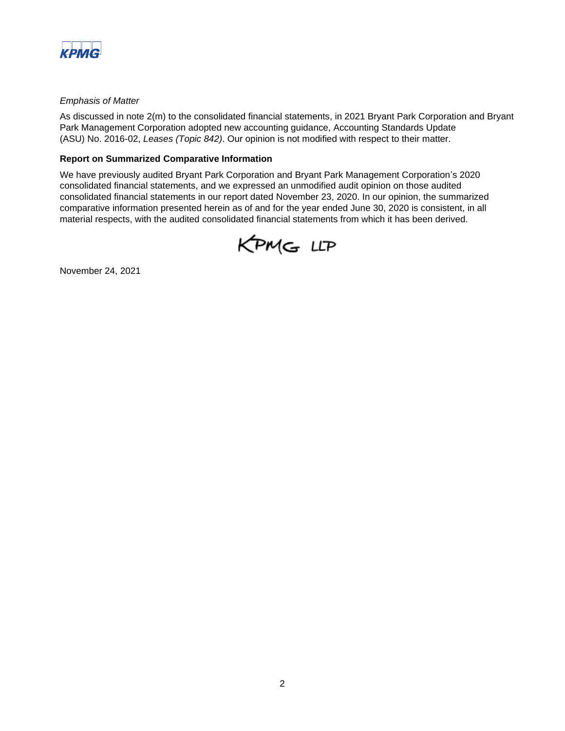*Emphasis of Matter*

As discussed in note 2(m) to the consolidated financial statements, in 2021 Bryant Park Corporation and Bryant Park Management Corporation adopted new accounting guidance, Accounting Standards Update (ASU) No. 2016-02, *Leases (Topic 842)*. Our opinion is not modified with respect to their matter.

**Report on Summarized Comparative Information**

We have previously audited Bryant Park Corporation and Bryant Park Management Corporation's 2020 consolidated financial statements, and we expressed an unmodified audit opinion on those audited consolidated financial statements in our report dated November 23, 2020. In our opinion, the summarized comparative information presented herein as of and for the year ended June 30, 2020 is consistent, in all material respects, with the audited consolidated financial statements from which it has been derived.

KPMG LLP

November 24, 2021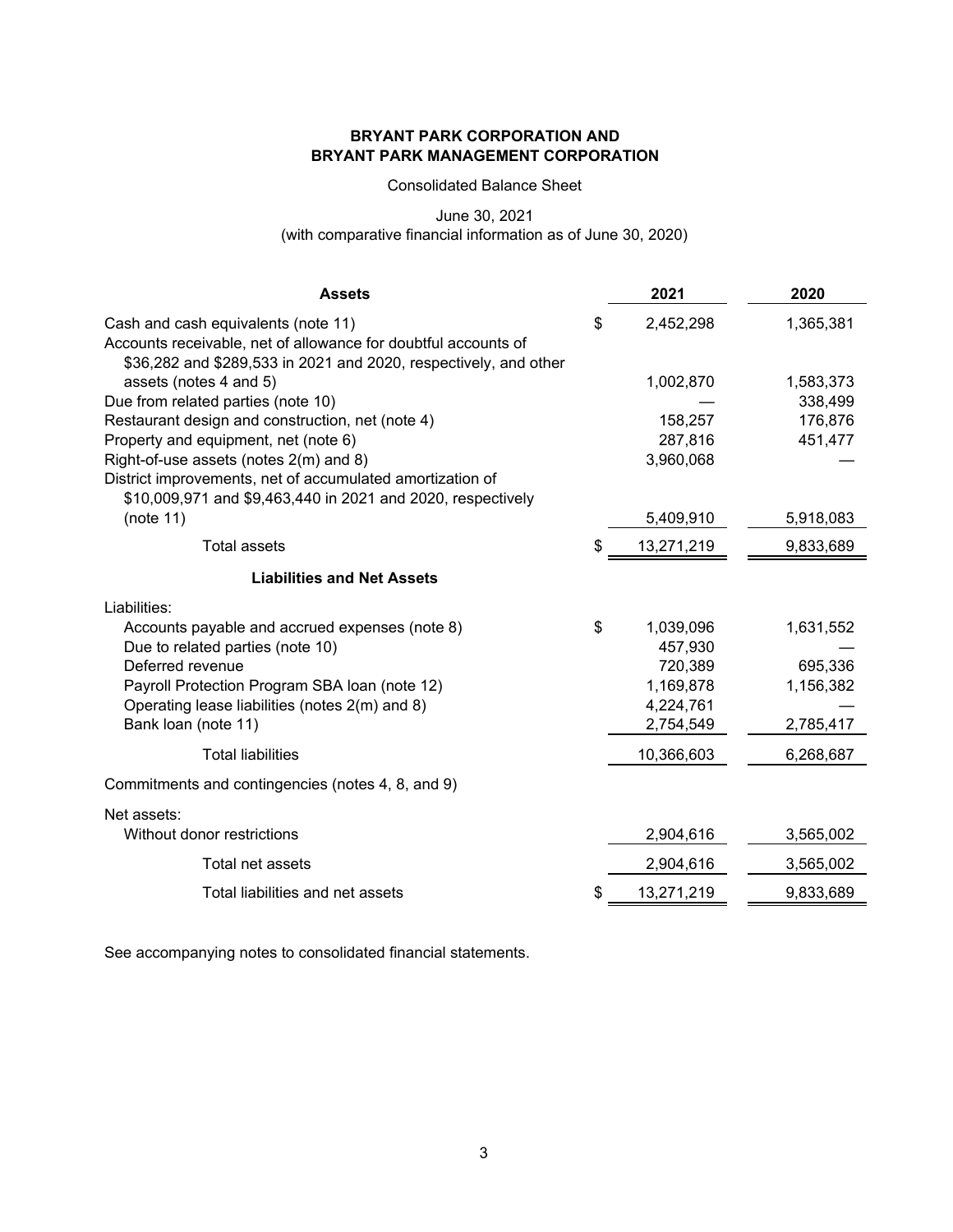**BRYANT PARK CORPORATION AND**
**BRYANT PARK MANAGEMENT CORPORATION**

Consolidated Balance Sheet

June 30, 2021
(with comparative financial information as of June 30, 2020)

| **Assets** | | **2021** | **2020** |
|---|---|---|---|
| Cash and cash equivalents (note 11) | $ | 2,452,298 | 1,365,381 |
| Accounts receivable, net of allowance for doubtful accounts of $36,282 and $289,533 in 2021 and 2020, respectively, and other assets (notes 4 and 5) | | 1,002,870 | 1,583,373 |
| Due from related parties (note 10) | | — | 338,499 |
| Restaurant design and construction, net (note 4) | | 158,257 | 176,876 |
| Property and equipment, net (note 6) | | 287,816 | 451,477 |
| Right-of-use assets (notes 2(m) and 8) | | 3,960,068 | — |
| District improvements, net of accumulated amortization of $10,009,971 and $9,463,440 in 2021 and 2020, respectively (note 11) | | 5,409,910 | 5,918,083 |
| Total assets | $ | 13,271,219 | 9,833,689 |
| **Liabilities and Net Assets** | | | |
| Liabilities: | | | |
| Accounts payable and accrued expenses (note 8) | $ | 1,039,096 | 1,631,552 |
| Due to related parties (note 10) | | 457,930 | — |
| Deferred revenue | | 720,389 | 695,336 |
| Payroll Protection Program SBA loan (note 12) | | 1,169,878 | 1,156,382 |
| Operating lease liabilities (notes 2(m) and 8) | | 4,224,761 | — |
| Bank loan (note 11) | | 2,754,549 | 2,785,417 |
| Total liabilities | | 10,366,603 | 6,268,687 |
| Commitments and contingencies (notes 4, 8, and 9) | | | |
| Net assets: | | | |
| Without donor restrictions | | 2,904,616 | 3,565,002 |
| Total net assets | | 2,904,616 | 3,565,002 |
| Total liabilities and net assets | $ | 13,271,219 | 9,833,689 |

See accompanying notes to consolidated financial statements.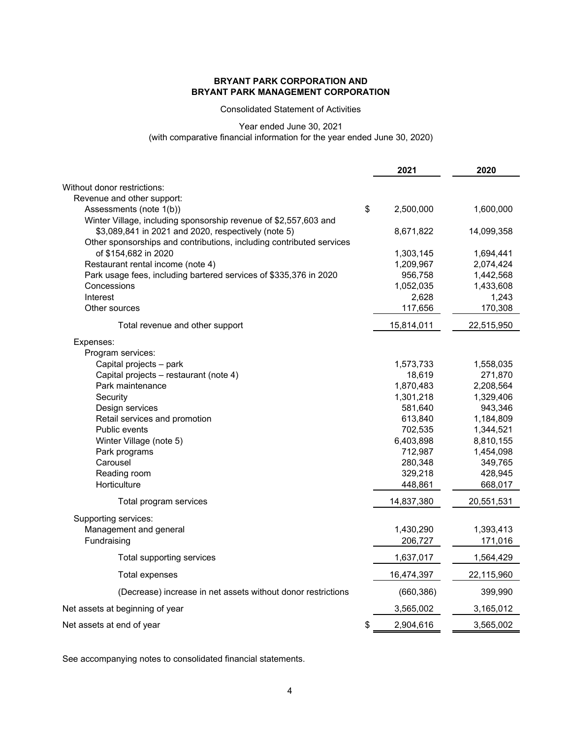**BRYANT PARK CORPORATION AND**
**BRYANT PARK MANAGEMENT CORPORATION**

Consolidated Statement of Activities

Year ended June 30, 2021
(with comparative financial information for the year ended June 30, 2020)

| | 2021 | 2020 |
|---|---|---|
| Without donor restrictions: | | |
| Revenue and other support: | | |
| Assessments (note 1(b)) | $ 2,500,000 | 1,600,000 |
| Winter Village, including sponsorship revenue of $2,557,603 and $3,089,841 in 2021 and 2020, respectively (note 5) | 8,671,822 | 14,099,358 |
| Other sponsorships and contributions, including contributed services of $154,682 in 2020 | 1,303,145 | 1,694,441 |
| Restaurant rental income (note 4) | 1,209,967 | 2,074,424 |
| Park usage fees, including bartered services of $335,376 in 2020 | 956,758 | 1,442,568 |
| Concessions | 1,052,035 | 1,433,608 |
| Interest | 2,628 | 1,243 |
| Other sources | 117,656 | 170,308 |
| Total revenue and other support | 15,814,011 | 22,515,950 |
| Expenses: | | |
| Program services: | | |
| Capital projects – park | 1,573,733 | 1,558,035 |
| Capital projects – restaurant (note 4) | 18,619 | 271,870 |
| Park maintenance | 1,870,483 | 2,208,564 |
| Security | 1,301,218 | 1,329,406 |
| Design services | 581,640 | 943,346 |
| Retail services and promotion | 613,840 | 1,184,809 |
| Public events | 702,535 | 1,344,521 |
| Winter Village (note 5) | 6,403,898 | 8,810,155 |
| Park programs | 712,987 | 1,454,098 |
| Carousel | 280,348 | 349,765 |
| Reading room | 329,218 | 428,945 |
| Horticulture | 448,861 | 668,017 |
| Total program services | 14,837,380 | 20,551,531 |
| Supporting services: | | |
| Management and general | 1,430,290 | 1,393,413 |
| Fundraising | 206,727 | 171,016 |
| Total supporting services | 1,637,017 | 1,564,429 |
| Total expenses | 16,474,397 | 22,115,960 |
| (Decrease) increase in net assets without donor restrictions | (660,386) | 399,990 |
| Net assets at beginning of year | 3,565,002 | 3,165,012 |
| Net assets at end of year | $ 2,904,616 | 3,565,002 |

See accompanying notes to consolidated financial statements.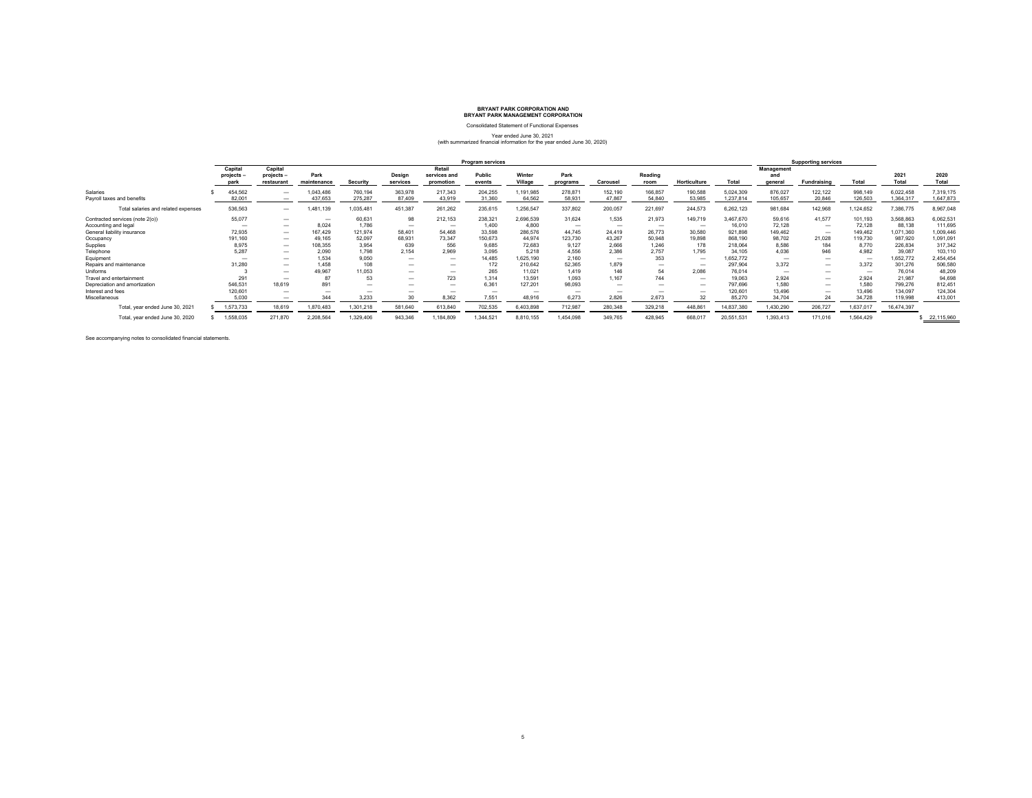**BRYANT PARK CORPORATION AND**
**BRYANT PARK MANAGEMENT CORPORATION**

Consolidated Statement of Functional Expenses

Year ended June 30, 2021
(with summarized financial information for the year ended June 30, 2020)

| | Program services | | | | | | | | | | | | | Supporting services | | | | |
|---|---|---|---|---|---|---|---|---|---|---|---|---|---|---|---|---|---|---|
| | Capital projects – park | Capital projects – restaurant | Park maintenance | Security | Design services | Retail services and promotion | Public events | Winter Village | Park programs | Carousel | Reading room | Horticulture | Total | Management and general | Fundraising | Total | 2021 Total | 2020 Total |
| Salaries | $ 454,562 | — | 1,043,486 | 760,194 | 363,978 | 217,343 | 204,255 | 1,191,985 | 278,871 | 152,190 | 166,857 | 190,588 | 5,024,309 | 876,027 | 122,122 | 998,149 | 6,022,458 | 7,319,175 |
| Payroll taxes and benefits | 82,001 | — | 437,653 | 275,287 | 87,409 | 43,919 | 31,360 | 64,562 | 58,931 | 47,867 | 54,840 | 53,985 | 1,237,814 | 105,657 | 20,846 | 126,503 | 1,364,317 | 1,647,873 |
| Total salaries and related expenses | 536,563 | — | 1,481,139 | 1,035,481 | 451,387 | 261,262 | 235,615 | 1,256,547 | 337,802 | 200,057 | 221,697 | 244,573 | 6,262,123 | 981,684 | 142,968 | 1,124,652 | 7,386,775 | 8,967,048 |
| Contracted services (note 2(o)) | 55,077 | — | — | 60,631 | 98 | 212,153 | 238,321 | 2,696,539 | 31,624 | 1,535 | 21,973 | 149,719 | 3,467,670 | 59,616 | 41,577 | 101,193 | 3,568,863 | 6,062,531 |
| Accounting and legal | — | — | 8,024 | 1,786 | — | — | 1,400 | 4,800 | — | — | — | — | 16,010 | 72,128 | — | 72,128 | 88,138 | 111,695 |
| General liability insurance | 72,935 | — | 167,429 | 121,974 | 58,401 | 54,468 | 33,598 | 286,576 | 44,745 | 24,419 | 26,773 | 30,580 | 921,898 | 149,462 | — | 149,462 | 1,071,360 | 1,009,446 |
| Occupancy | 191,160 | — | 49,165 | 52,097 | 68,931 | 73,347 | 150,673 | 44,974 | 123,730 | 43,267 | 50,948 | 19,898 | 868,190 | 98,702 | 21,028 | 119,730 | 987,920 | 1,091,091 |
| Supplies | 8,975 | — | 108,355 | 3,954 | 639 | 556 | 9,685 | 72,683 | 9,127 | 2,666 | 1,246 | 178 | 218,064 | 8,586 | 184 | 8,770 | 226,834 | 317,342 |
| Telephone | 5,287 | — | 2,090 | 1,798 | 2,154 | 2,969 | 3,095 | 5,218 | 4,556 | 2,386 | 2,757 | 1,795 | 34,105 | 4,036 | 946 | 4,982 | 39,087 | 103,110 |
| Equipment | — | — | 1,534 | 9,050 | — | — | 14,485 | 1,625,190 | 2,160 | — | 353 | — | 1,652,772 | — | — | — | 1,652,772 | 2,454,454 |
| Repairs and maintenance | 31,280 | — | 1,458 | 108 | — | — | 172 | 210,642 | 52,365 | 1,879 | — | — | 297,904 | 3,372 | — | 3,372 | 301,276 | 506,580 |
| Uniforms | 3 | — | 49,967 | 11,053 | — | — | 265 | 11,021 | 1,419 | 146 | 54 | 2,086 | 76,014 | — | — | — | 76,014 | 48,209 |
| Travel and entertainment | 291 | — | 87 | 53 | — | 723 | 1,314 | 13,591 | 1,093 | 1,167 | 744 | — | 19,063 | 2,924 | — | 2,924 | 21,987 | 94,698 |
| Depreciation and amortization | 546,531 | 18,619 | 891 | — | — | — | 6,361 | 127,201 | 98,093 | — | — | — | 797,696 | 1,580 | — | 1,580 | 799,276 | 812,451 |
| Interest and fees | 120,601 | — | — | — | — | — | — | — | — | — | — | — | 120,601 | 13,496 | — | 13,496 | 134,097 | 124,304 |
| Miscellaneous | 5,030 | — | 344 | 3,233 | 30 | 8,362 | 7,551 | 48,916 | 6,273 | 2,826 | 2,673 | 32 | 85,270 | 34,704 | 24 | 34,728 | 119,998 | 413,001 |
| Total, year ended June 30, 2021 | $ 1,573,733 | 18,619 | 1,870,483 | 1,301,218 | 581,640 | 613,840 | 702,535 | 6,403,898 | 712,987 | 280,348 | 329,218 | 448,861 | 14,837,380 | 1,430,290 | 206,727 | 1,637,017 | 16,474,397 | |
| Total, year ended June 30, 2020 | $ 1,558,035 | 271,870 | 2,208,564 | 1,329,406 | 943,346 | 1,184,809 | 1,344,521 | 8,810,155 | 1,454,098 | 349,765 | 428,945 | 668,017 | 20,551,531 | 1,393,413 | 171,016 | 1,564,429 | | $ 22,115,960 |

See accompanying notes to consolidated financial statements.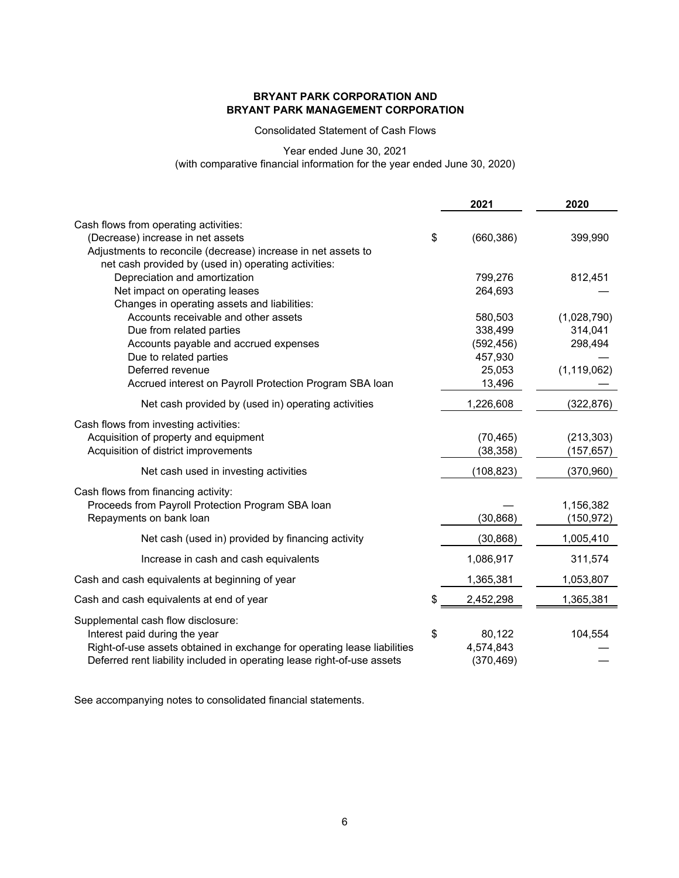**BRYANT PARK CORPORATION AND**
**BRYANT PARK MANAGEMENT CORPORATION**

Consolidated Statement of Cash Flows

Year ended June 30, 2021
(with comparative financial information for the year ended June 30, 2020)

| | 2021 | 2020 |
|---|---|---|
| Cash flows from operating activities: | | |
| (Decrease) increase in net assets | $ (660,386) | 399,990 |
| Adjustments to reconcile (decrease) increase in net assets to net cash provided by (used in) operating activities: | | |
| Depreciation and amortization | 799,276 | 812,451 |
| Net impact on operating leases | 264,693 | — |
| Changes in operating assets and liabilities: | | |
| Accounts receivable and other assets | 580,503 | (1,028,790) |
| Due from related parties | 338,499 | 314,041 |
| Accounts payable and accrued expenses | (592,456) | 298,494 |
| Due to related parties | 457,930 | — |
| Deferred revenue | 25,053 | (1,119,062) |
| Accrued interest on Payroll Protection Program SBA loan | 13,496 | — |
| Net cash provided by (used in) operating activities | 1,226,608 | (322,876) |
| Cash flows from investing activities: | | |
| Acquisition of property and equipment | (70,465) | (213,303) |
| Acquisition of district improvements | (38,358) | (157,657) |
| Net cash used in investing activities | (108,823) | (370,960) |
| Cash flows from financing activity: | | |
| Proceeds from Payroll Protection Program SBA loan | — | 1,156,382 |
| Repayments on bank loan | (30,868) | (150,972) |
| Net cash (used in) provided by financing activity | (30,868) | 1,005,410 |
| Increase in cash and cash equivalents | 1,086,917 | 311,574 |
| Cash and cash equivalents at beginning of year | 1,365,381 | 1,053,807 |
| Cash and cash equivalents at end of year | $ 2,452,298 | 1,365,381 |
| Supplemental cash flow disclosure: | | |
| Interest paid during the year | $ 80,122 | 104,554 |
| Right-of-use assets obtained in exchange for operating lease liabilities | 4,574,843 | — |
| Deferred rent liability included in operating lease right-of-use assets | (370,469) | — |

See accompanying notes to consolidated financial statements.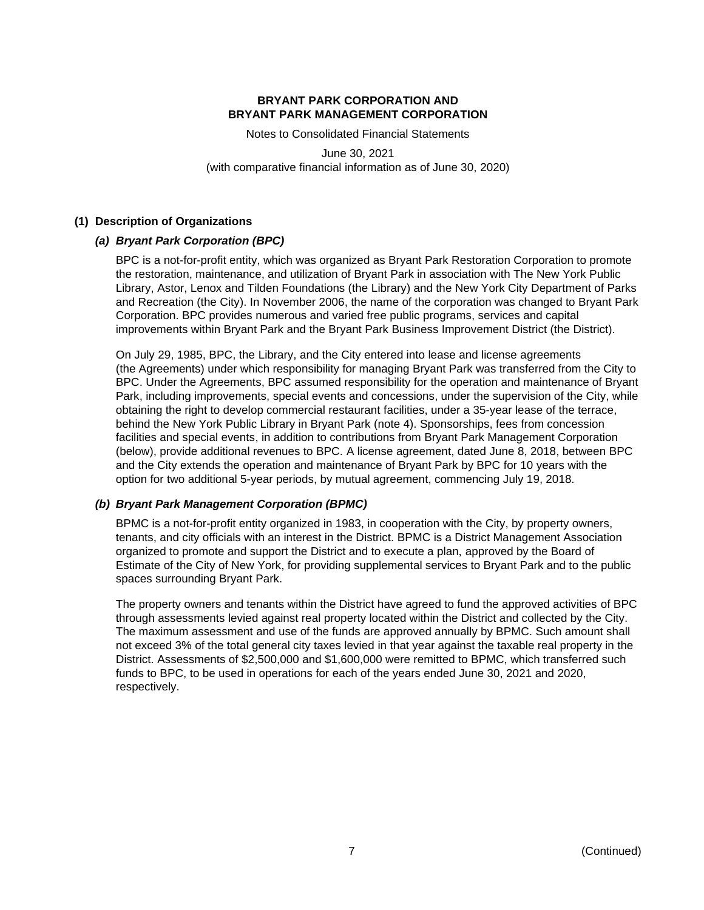**BRYANT PARK CORPORATION AND**
**BRYANT PARK MANAGEMENT CORPORATION**

Notes to Consolidated Financial Statements

June 30, 2021
(with comparative financial information as of June 30, 2020)

## (1) Description of Organizations

### *(a) Bryant Park Corporation (BPC)*

BPC is a not-for-profit entity, which was organized as Bryant Park Restoration Corporation to promote the restoration, maintenance, and utilization of Bryant Park in association with The New York Public Library, Astor, Lenox and Tilden Foundations (the Library) and the New York City Department of Parks and Recreation (the City). In November 2006, the name of the corporation was changed to Bryant Park Corporation. BPC provides numerous and varied free public programs, services and capital improvements within Bryant Park and the Bryant Park Business Improvement District (the District).

On July 29, 1985, BPC, the Library, and the City entered into lease and license agreements (the Agreements) under which responsibility for managing Bryant Park was transferred from the City to BPC. Under the Agreements, BPC assumed responsibility for the operation and maintenance of Bryant Park, including improvements, special events and concessions, under the supervision of the City, while obtaining the right to develop commercial restaurant facilities, under a 35-year lease of the terrace, behind the New York Public Library in Bryant Park (note 4). Sponsorships, fees from concession facilities and special events, in addition to contributions from Bryant Park Management Corporation (below), provide additional revenues to BPC. A license agreement, dated June 8, 2018, between BPC and the City extends the operation and maintenance of Bryant Park by BPC for 10 years with the option for two additional 5-year periods, by mutual agreement, commencing July 19, 2018.

### *(b) Bryant Park Management Corporation (BPMC)*

BPMC is a not-for-profit entity organized in 1983, in cooperation with the City, by property owners, tenants, and city officials with an interest in the District. BPMC is a District Management Association organized to promote and support the District and to execute a plan, approved by the Board of Estimate of the City of New York, for providing supplemental services to Bryant Park and to the public spaces surrounding Bryant Park.

The property owners and tenants within the District have agreed to fund the approved activities of BPC through assessments levied against real property located within the District and collected by the City. The maximum assessment and use of the funds are approved annually by BPMC. Such amount shall not exceed 3% of the total general city taxes levied in that year against the taxable real property in the District. Assessments of $2,500,000 and $1,600,000 were remitted to BPMC, which transferred such funds to BPC, to be used in operations for each of the years ended June 30, 2021 and 2020, respectively.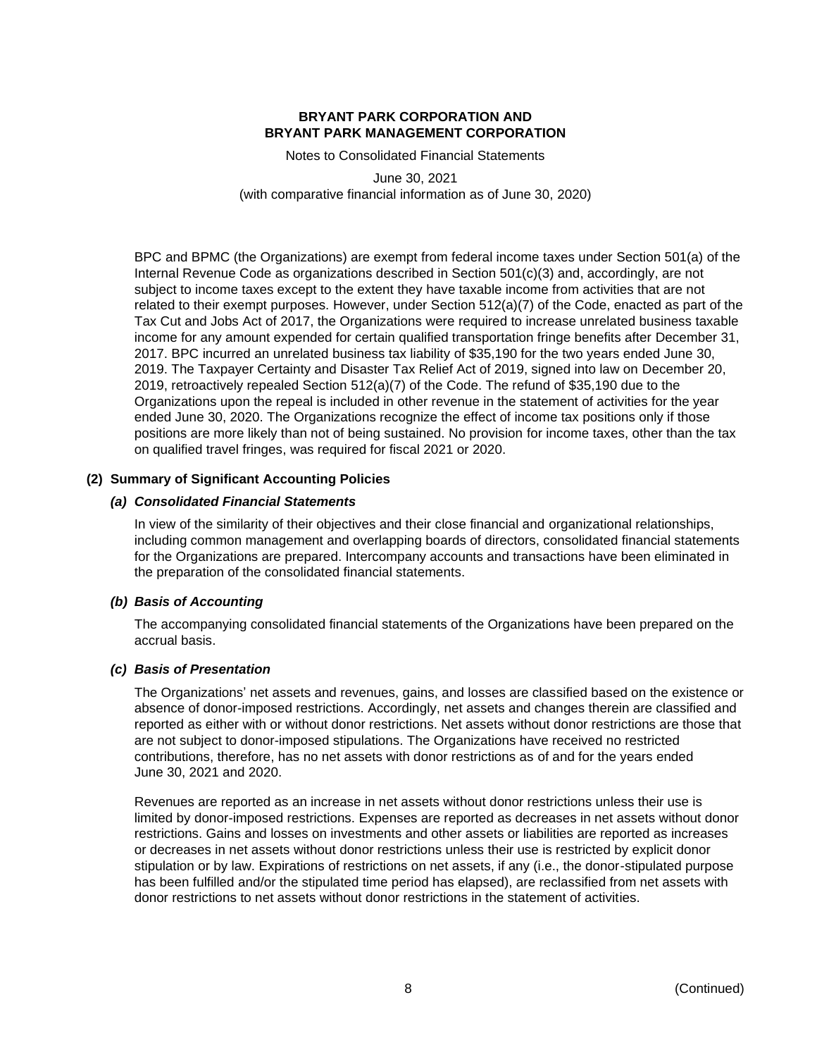BPC and BPMC (the Organizations) are exempt from federal income taxes under Section 501(a) of the Internal Revenue Code as organizations described in Section 501(c)(3) and, accordingly, are not subject to income taxes except to the extent they have taxable income from activities that are not related to their exempt purposes. However, under Section 512(a)(7) of the Code, enacted as part of the Tax Cut and Jobs Act of 2017, the Organizations were required to increase unrelated business taxable income for any amount expended for certain qualified transportation fringe benefits after December 31, 2017. BPC incurred an unrelated business tax liability of $35,190 for the two years ended June 30, 2019. The Taxpayer Certainty and Disaster Tax Relief Act of 2019, signed into law on December 20, 2019, retroactively repealed Section 512(a)(7) of the Code. The refund of $35,190 due to the Organizations upon the repeal is included in other revenue in the statement of activities for the year ended June 30, 2020. The Organizations recognize the effect of income tax positions only if those positions are more likely than not of being sustained. No provision for income taxes, other than the tax on qualified travel fringes, was required for fiscal 2021 or 2020.

## (2) Summary of Significant Accounting Policies

### *(a) Consolidated Financial Statements*

In view of the similarity of their objectives and their close financial and organizational relationships, including common management and overlapping boards of directors, consolidated financial statements for the Organizations are prepared. Intercompany accounts and transactions have been eliminated in the preparation of the consolidated financial statements.

### *(b) Basis of Accounting*

The accompanying consolidated financial statements of the Organizations have been prepared on the accrual basis.

### *(c) Basis of Presentation*

The Organizations' net assets and revenues, gains, and losses are classified based on the existence or absence of donor-imposed restrictions. Accordingly, net assets and changes therein are classified and reported as either with or without donor restrictions. Net assets without donor restrictions are those that are not subject to donor-imposed stipulations. The Organizations have received no restricted contributions, therefore, has no net assets with donor restrictions as of and for the years ended June 30, 2021 and 2020.

Revenues are reported as an increase in net assets without donor restrictions unless their use is limited by donor-imposed restrictions. Expenses are reported as decreases in net assets without donor restrictions. Gains and losses on investments and other assets or liabilities are reported as increases or decreases in net assets without donor restrictions unless their use is restricted by explicit donor stipulation or by law. Expirations of restrictions on net assets, if any (i.e., the donor-stipulated purpose has been fulfilled and/or the stipulated time period has elapsed), are reclassified from net assets with donor restrictions to net assets without donor restrictions in the statement of activities.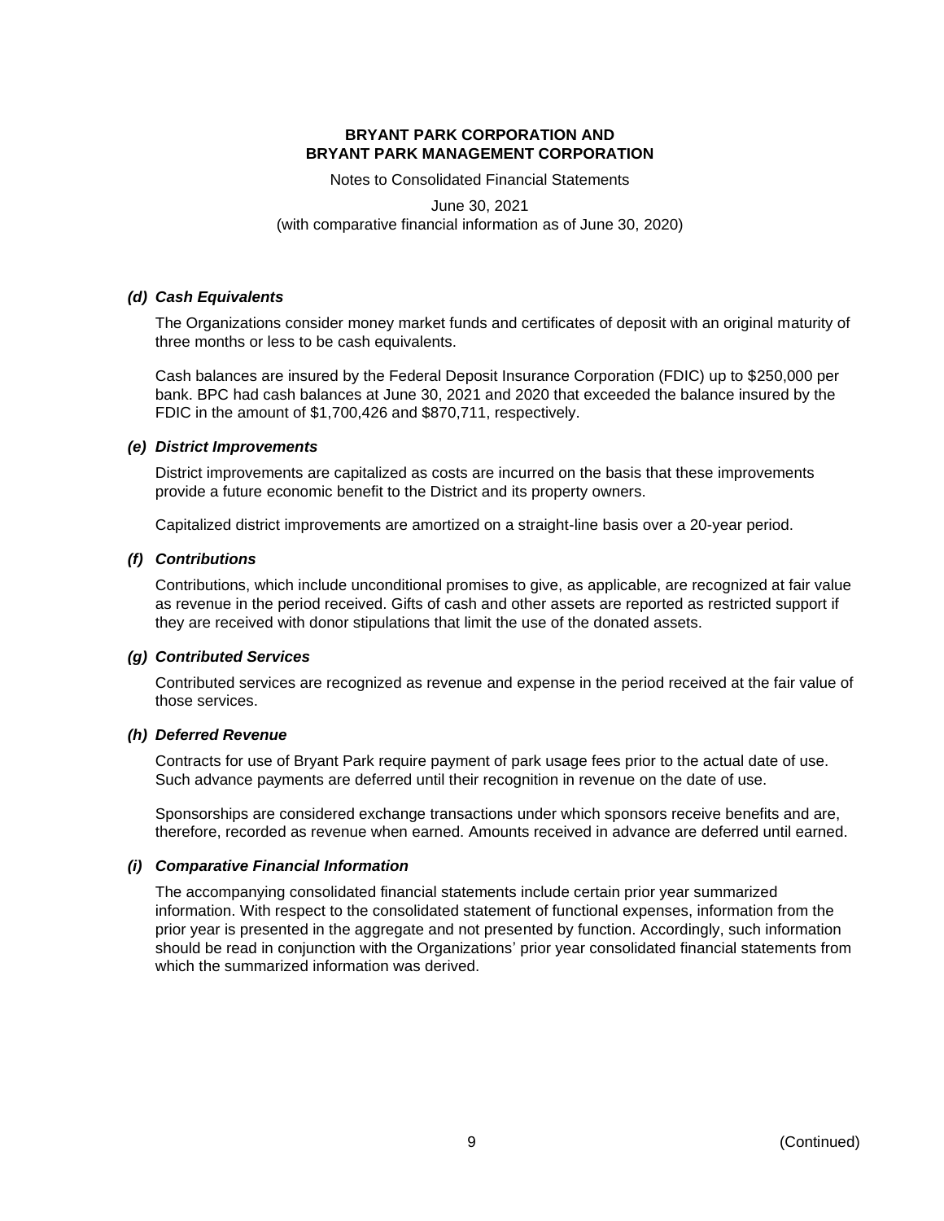**BRYANT PARK CORPORATION AND**
**BRYANT PARK MANAGEMENT CORPORATION**

Notes to Consolidated Financial Statements

June 30, 2021
(with comparative financial information as of June 30, 2020)

### *(d) Cash Equivalents*

The Organizations consider money market funds and certificates of deposit with an original maturity of three months or less to be cash equivalents.

Cash balances are insured by the Federal Deposit Insurance Corporation (FDIC) up to $250,000 per bank. BPC had cash balances at June 30, 2021 and 2020 that exceeded the balance insured by the FDIC in the amount of $1,700,426 and $870,711, respectively.

### *(e) District Improvements*

District improvements are capitalized as costs are incurred on the basis that these improvements provide a future economic benefit to the District and its property owners.

Capitalized district improvements are amortized on a straight-line basis over a 20-year period.

### *(f) Contributions*

Contributions, which include unconditional promises to give, as applicable, are recognized at fair value as revenue in the period received. Gifts of cash and other assets are reported as restricted support if they are received with donor stipulations that limit the use of the donated assets.

### *(g) Contributed Services*

Contributed services are recognized as revenue and expense in the period received at the fair value of those services.

### *(h) Deferred Revenue*

Contracts for use of Bryant Park require payment of park usage fees prior to the actual date of use. Such advance payments are deferred until their recognition in revenue on the date of use.

Sponsorships are considered exchange transactions under which sponsors receive benefits and are, therefore, recorded as revenue when earned. Amounts received in advance are deferred until earned.

### *(i) Comparative Financial Information*

The accompanying consolidated financial statements include certain prior year summarized information. With respect to the consolidated statement of functional expenses, information from the prior year is presented in the aggregate and not presented by function. Accordingly, such information should be read in conjunction with the Organizations' prior year consolidated financial statements from which the summarized information was derived.

(Continued)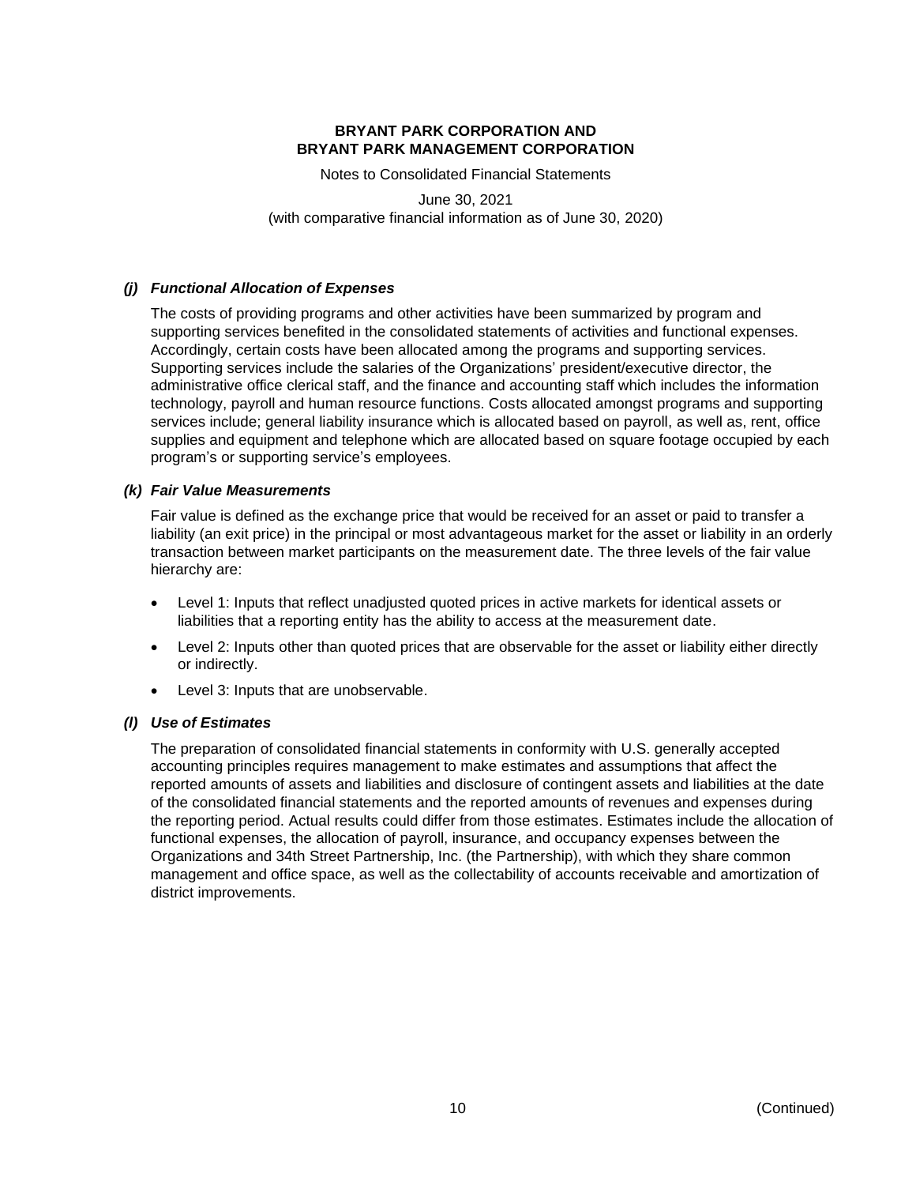#### *(j) Functional Allocation of Expenses*

The costs of providing programs and other activities have been summarized by program and supporting services benefited in the consolidated statements of activities and functional expenses. Accordingly, certain costs have been allocated among the programs and supporting services. Supporting services include the salaries of the Organizations' president/executive director, the administrative office clerical staff, and the finance and accounting staff which includes the information technology, payroll and human resource functions. Costs allocated amongst programs and supporting services include; general liability insurance which is allocated based on payroll, as well as, rent, office supplies and equipment and telephone which are allocated based on square footage occupied by each program's or supporting service's employees.

#### *(k) Fair Value Measurements*

Fair value is defined as the exchange price that would be received for an asset or paid to transfer a liability (an exit price) in the principal or most advantageous market for the asset or liability in an orderly transaction between market participants on the measurement date. The three levels of the fair value hierarchy are:

- Level 1: Inputs that reflect unadjusted quoted prices in active markets for identical assets or liabilities that a reporting entity has the ability to access at the measurement date.
- Level 2: Inputs other than quoted prices that are observable for the asset or liability either directly or indirectly.
- Level 3: Inputs that are unobservable.

#### *(l) Use of Estimates*

The preparation of consolidated financial statements in conformity with U.S. generally accepted accounting principles requires management to make estimates and assumptions that affect the reported amounts of assets and liabilities and disclosure of contingent assets and liabilities at the date of the consolidated financial statements and the reported amounts of revenues and expenses during the reporting period. Actual results could differ from those estimates. Estimates include the allocation of functional expenses, the allocation of payroll, insurance, and occupancy expenses between the Organizations and 34th Street Partnership, Inc. (the Partnership), with which they share common management and office space, as well as the collectability of accounts receivable and amortization of district improvements.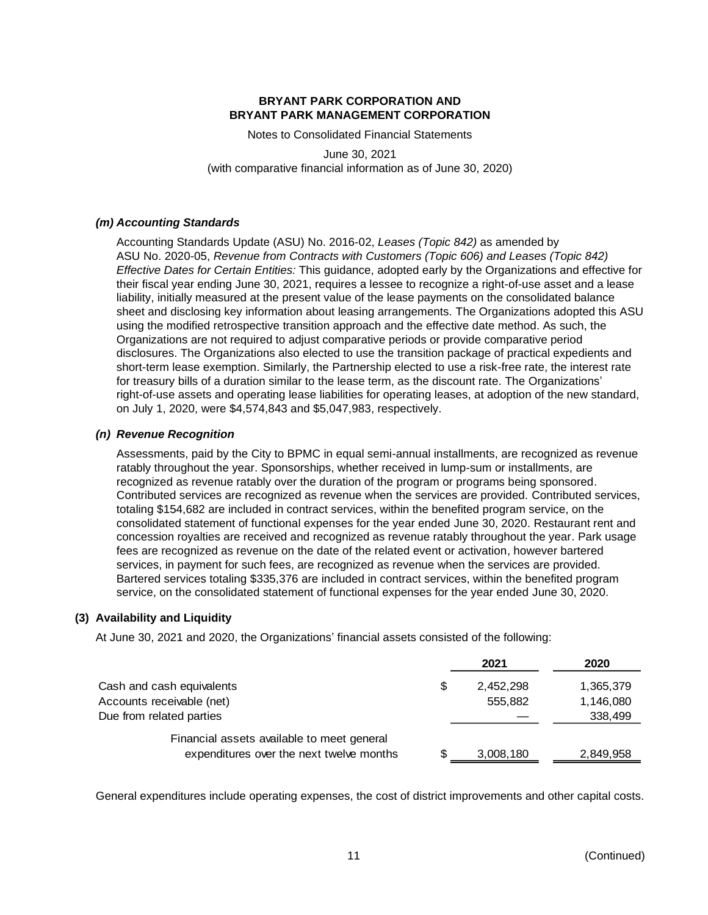**BRYANT PARK CORPORATION AND**
**BRYANT PARK MANAGEMENT CORPORATION**

Notes to Consolidated Financial Statements

June 30, 2021
(with comparative financial information as of June 30, 2020)

***(m) Accounting Standards***

Accounting Standards Update (ASU) No. 2016-02, *Leases (Topic 842)* as amended by ASU No. 2020-05, *Revenue from Contracts with Customers (Topic 606) and Leases (Topic 842) Effective Dates for Certain Entities:* This guidance, adopted early by the Organizations and effective for their fiscal year ending June 30, 2021, requires a lessee to recognize a right-of-use asset and a lease liability, initially measured at the present value of the lease payments on the consolidated balance sheet and disclosing key information about leasing arrangements. The Organizations adopted this ASU using the modified retrospective transition approach and the effective date method. As such, the Organizations are not required to adjust comparative periods or provide comparative period disclosures. The Organizations also elected to use the transition package of practical expedients and short-term lease exemption. Similarly, the Partnership elected to use a risk-free rate, the interest rate for treasury bills of a duration similar to the lease term, as the discount rate. The Organizations' right-of-use assets and operating lease liabilities for operating leases, at adoption of the new standard, on July 1, 2020, were $4,574,843 and $5,047,983, respectively.

***(n) Revenue Recognition***

Assessments, paid by the City to BPMC in equal semi-annual installments, are recognized as revenue ratably throughout the year. Sponsorships, whether received in lump-sum or installments, are recognized as revenue ratably over the duration of the program or programs being sponsored. Contributed services are recognized as revenue when the services are provided. Contributed services, totaling $154,682 are included in contract services, within the benefited program service, on the consolidated statement of functional expenses for the year ended June 30, 2020. Restaurant rent and concession royalties are received and recognized as revenue ratably throughout the year. Park usage fees are recognized as revenue on the date of the related event or activation, however bartered services, in payment for such fees, are recognized as revenue when the services are provided. Bartered services totaling $335,376 are included in contract services, within the benefited program service, on the consolidated statement of functional expenses for the year ended June 30, 2020.

**(3) Availability and Liquidity**

At June 30, 2021 and 2020, the Organizations' financial assets consisted of the following:

| | 2021 | 2020 |
|---|---|---|
| Cash and cash equivalents | $ 2,452,298 | 1,365,379 |
| Accounts receivable (net) | 555,882 | 1,146,080 |
| Due from related parties | — | 338,499 |
| Financial assets available to meet general expenditures over the next twelve months | $ 3,008,180 | 2,849,958 |

General expenditures include operating expenses, the cost of district improvements and other capital costs.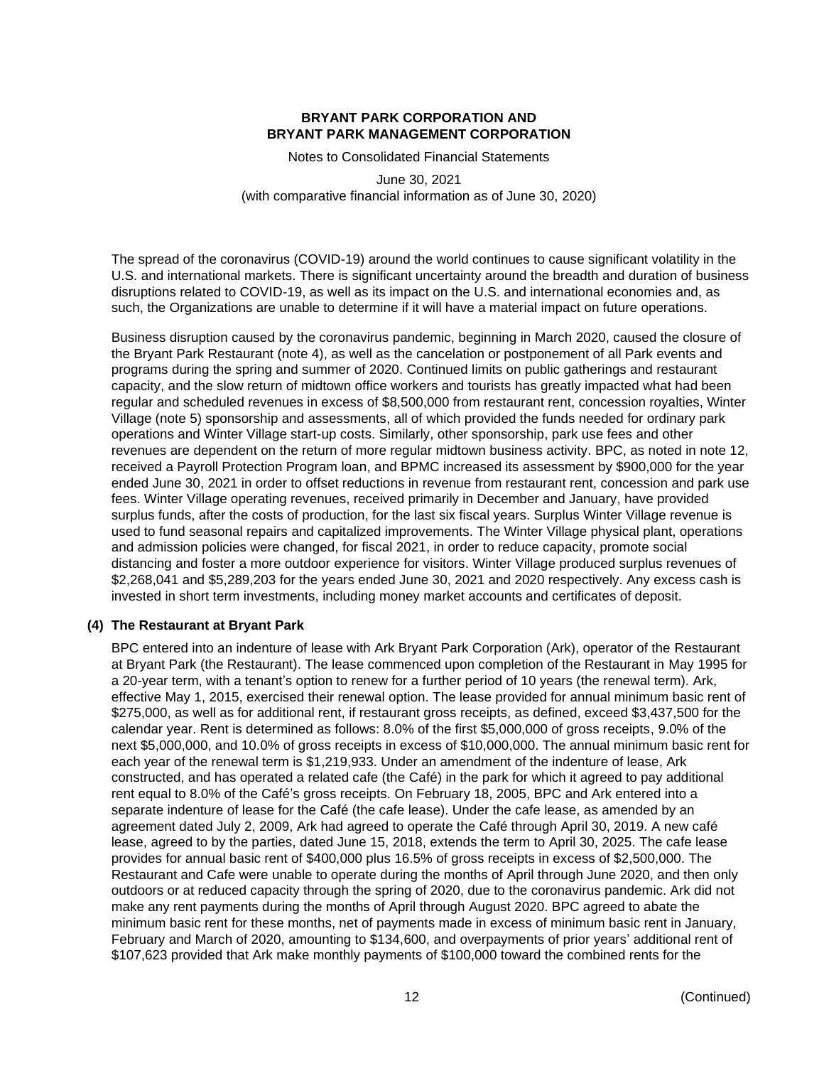The spread of the coronavirus (COVID-19) around the world continues to cause significant volatility in the U.S. and international markets. There is significant uncertainty around the breadth and duration of business disruptions related to COVID-19, as well as its impact on the U.S. and international economies and, as such, the Organizations are unable to determine if it will have a material impact on future operations.

Business disruption caused by the coronavirus pandemic, beginning in March 2020, caused the closure of the Bryant Park Restaurant (note 4), as well as the cancelation or postponement of all Park events and programs during the spring and summer of 2020. Continued limits on public gatherings and restaurant capacity, and the slow return of midtown office workers and tourists has greatly impacted what had been regular and scheduled revenues in excess of $8,500,000 from restaurant rent, concession royalties, Winter Village (note 5) sponsorship and assessments, all of which provided the funds needed for ordinary park operations and Winter Village start-up costs. Similarly, other sponsorship, park use fees and other revenues are dependent on the return of more regular midtown business activity. BPC, as noted in note 12, received a Payroll Protection Program loan, and BPMC increased its assessment by $900,000 for the year ended June 30, 2021 in order to offset reductions in revenue from restaurant rent, concession and park use fees. Winter Village operating revenues, received primarily in December and January, have provided surplus funds, after the costs of production, for the last six fiscal years. Surplus Winter Village revenue is used to fund seasonal repairs and capitalized improvements. The Winter Village physical plant, operations and admission policies were changed, for fiscal 2021, in order to reduce capacity, promote social distancing and foster a more outdoor experience for visitors. Winter Village produced surplus revenues of $2,268,041 and $5,289,203 for the years ended June 30, 2021 and 2020 respectively. Any excess cash is invested in short term investments, including money market accounts and certificates of deposit.

## (4) The Restaurant at Bryant Park

BPC entered into an indenture of lease with Ark Bryant Park Corporation (Ark), operator of the Restaurant at Bryant Park (the Restaurant). The lease commenced upon completion of the Restaurant in May 1995 for a 20-year term, with a tenant's option to renew for a further period of 10 years (the renewal term). Ark, effective May 1, 2015, exercised their renewal option. The lease provided for annual minimum basic rent of $275,000, as well as for additional rent, if restaurant gross receipts, as defined, exceed $3,437,500 for the calendar year. Rent is determined as follows: 8.0% of the first $5,000,000 of gross receipts, 9.0% of the next $5,000,000, and 10.0% of gross receipts in excess of $10,000,000. The annual minimum basic rent for each year of the renewal term is $1,219,933. Under an amendment of the indenture of lease, Ark constructed, and has operated a related cafe (the Café) in the park for which it agreed to pay additional rent equal to 8.0% of the Café's gross receipts. On February 18, 2005, BPC and Ark entered into a separate indenture of lease for the Café (the cafe lease). Under the cafe lease, as amended by an agreement dated July 2, 2009, Ark had agreed to operate the Café through April 30, 2019. A new café lease, agreed to by the parties, dated June 15, 2018, extends the term to April 30, 2025. The cafe lease provides for annual basic rent of $400,000 plus 16.5% of gross receipts in excess of $2,500,000. The Restaurant and Cafe were unable to operate during the months of April through June 2020, and then only outdoors or at reduced capacity through the spring of 2020, due to the coronavirus pandemic. Ark did not make any rent payments during the months of April through August 2020. BPC agreed to abate the minimum basic rent for these months, net of payments made in excess of minimum basic rent in January, February and March of 2020, amounting to $134,600, and overpayments of prior years' additional rent of $107,623 provided that Ark make monthly payments of $100,000 toward the combined rents for the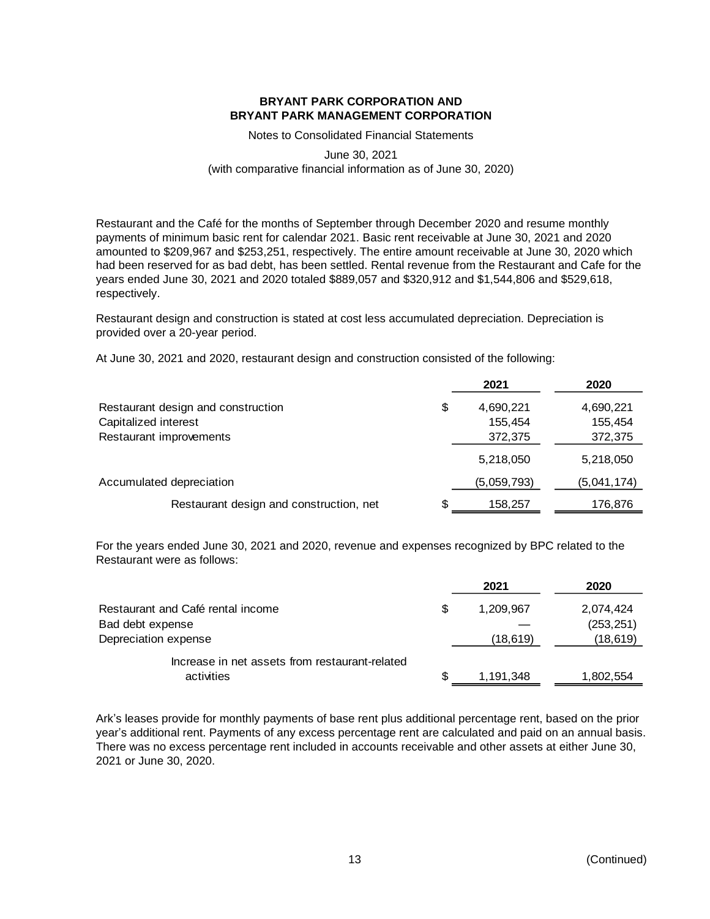Restaurant and the Café for the months of September through December 2020 and resume monthly payments of minimum basic rent for calendar 2021. Basic rent receivable at June 30, 2021 and 2020 amounted to $209,967 and $253,251, respectively. The entire amount receivable at June 30, 2020 which had been reserved for as bad debt, has been settled. Rental revenue from the Restaurant and Cafe for the years ended June 30, 2021 and 2020 totaled $889,057 and $320,912 and $1,544,806 and $529,618, respectively.

Restaurant design and construction is stated at cost less accumulated depreciation. Depreciation is provided over a 20-year period.

At June 30, 2021 and 2020, restaurant design and construction consisted of the following:

| | 2021 | 2020 |
|---|---|---|
| Restaurant design and construction | $ 4,690,221 | 4,690,221 |
| Capitalized interest | 155,454 | 155,454 |
| Restaurant improvements | 372,375 | 372,375 |
| | 5,218,050 | 5,218,050 |
| Accumulated depreciation | (5,059,793) | (5,041,174) |
| Restaurant design and construction, net | $ 158,257 | 176,876 |

For the years ended June 30, 2021 and 2020, revenue and expenses recognized by BPC related to the Restaurant were as follows:

| | 2021 | 2020 |
|---|---|---|
| Restaurant and Café rental income | $ 1,209,967 | 2,074,424 |
| Bad debt expense | — | (253,251) |
| Depreciation expense | (18,619) | (18,619) |
| Increase in net assets from restaurant-related activities | $ 1,191,348 | 1,802,554 |

Ark's leases provide for monthly payments of base rent plus additional percentage rent, based on the prior year's additional rent. Payments of any excess percentage rent are calculated and paid on an annual basis. There was no excess percentage rent included in accounts receivable and other assets at either June 30, 2021 or June 30, 2020.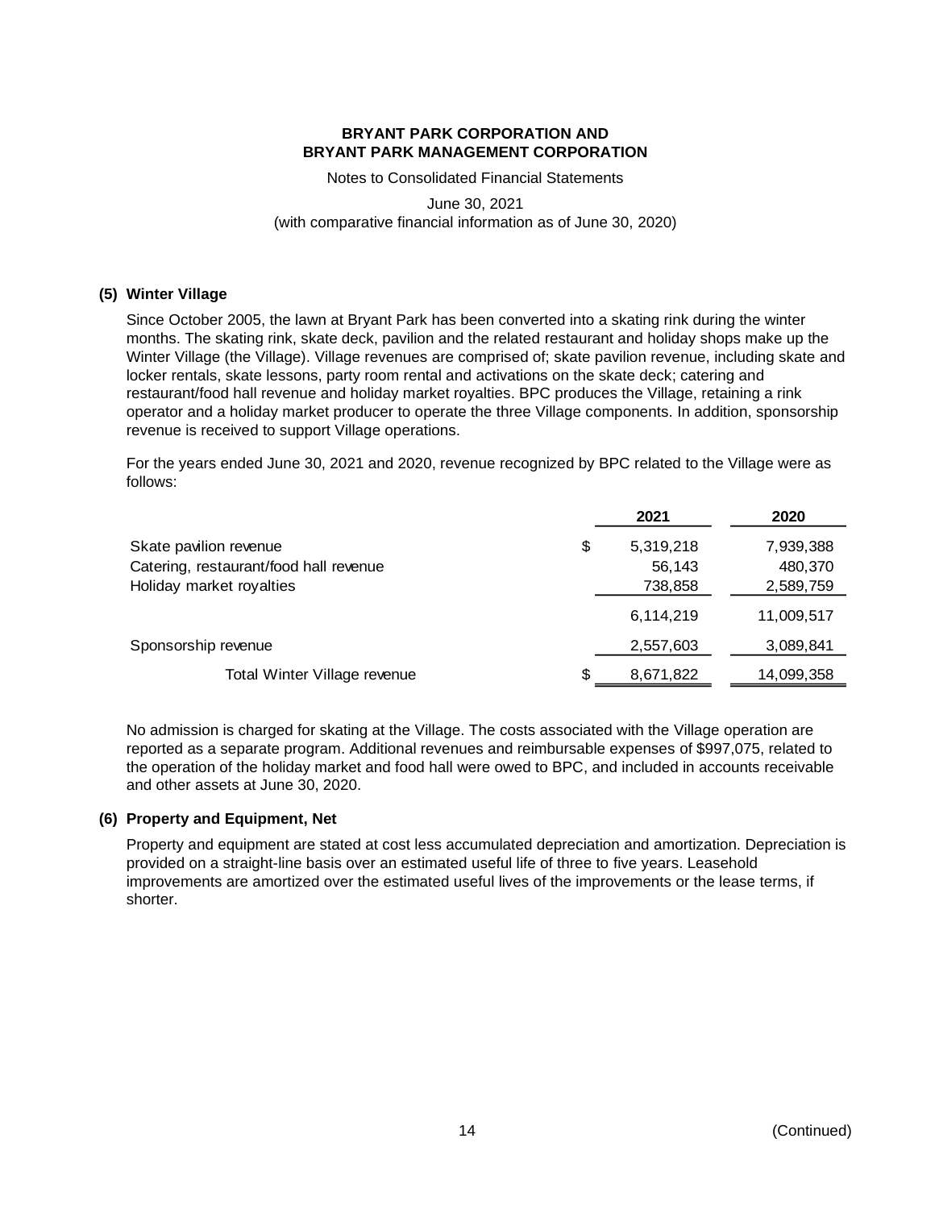## (5) Winter Village

Since October 2005, the lawn at Bryant Park has been converted into a skating rink during the winter months. The skating rink, skate deck, pavilion and the related restaurant and holiday shops make up the Winter Village (the Village). Village revenues are comprised of; skate pavilion revenue, including skate and locker rentals, skate lessons, party room rental and activations on the skate deck; catering and restaurant/food hall revenue and holiday market royalties. BPC produces the Village, retaining a rink operator and a holiday market producer to operate the three Village components. In addition, sponsorship revenue is received to support Village operations.

For the years ended June 30, 2021 and 2020, revenue recognized by BPC related to the Village were as follows:

| | | 2021 | 2020 |
|---|---|---|---|
| Skate pavilion revenue | $ | 5,319,218 | 7,939,388 |
| Catering, restaurant/food hall revenue | | 56,143 | 480,370 |
| Holiday market royalties | | 738,858 | 2,589,759 |
| | | 6,114,219 | 11,009,517 |
| Sponsorship revenue | | 2,557,603 | 3,089,841 |
| Total Winter Village revenue | $ | 8,671,822 | 14,099,358 |

No admission is charged for skating at the Village. The costs associated with the Village operation are reported as a separate program. Additional revenues and reimbursable expenses of $997,075, related to the operation of the holiday market and food hall were owed to BPC, and included in accounts receivable and other assets at June 30, 2020.

## (6) Property and Equipment, Net

Property and equipment are stated at cost less accumulated depreciation and amortization. Depreciation is provided on a straight-line basis over an estimated useful life of three to five years. Leasehold improvements are amortized over the estimated useful lives of the improvements or the lease terms, if shorter.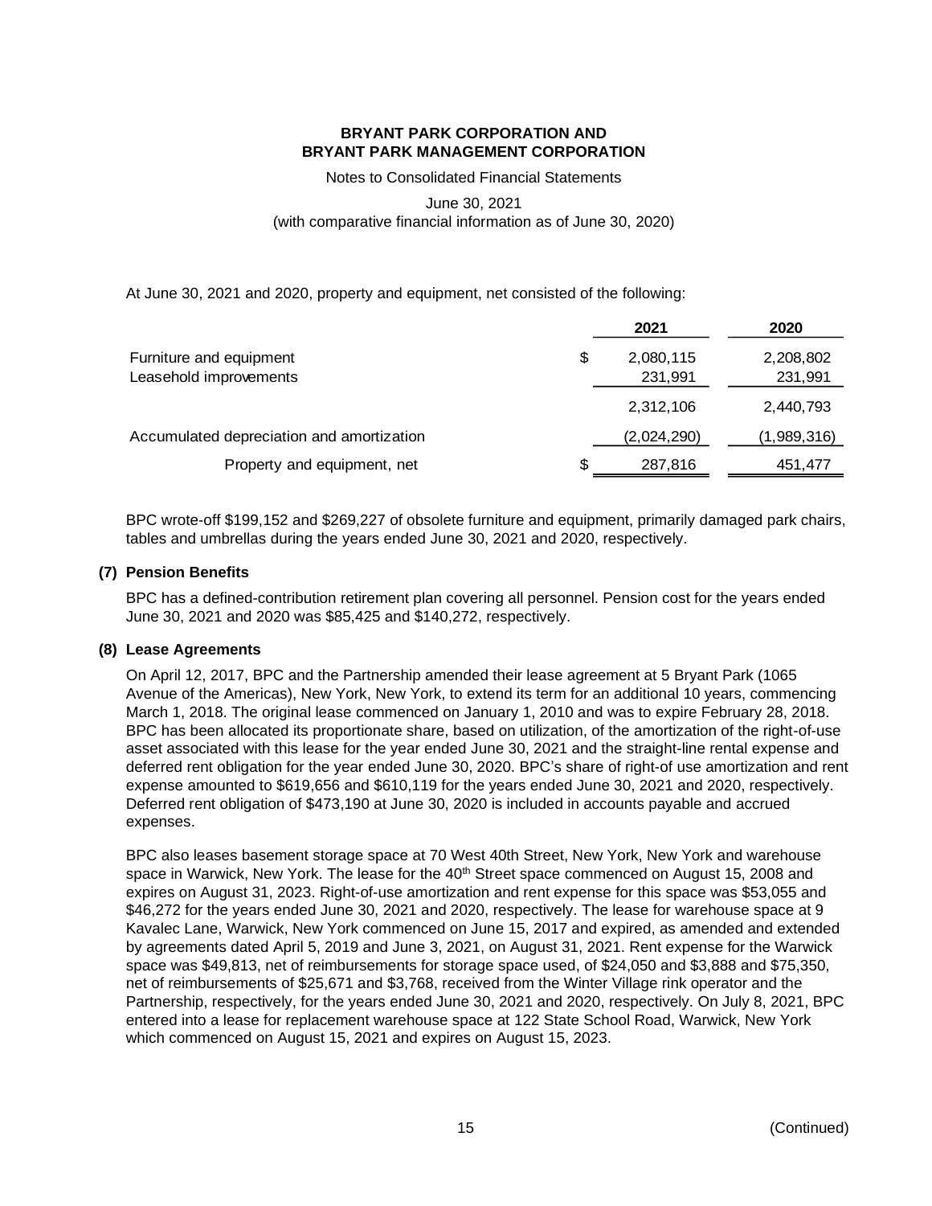At June 30, 2021 and 2020, property and equipment, net consisted of the following:

| | 2021 | 2020 |
|---|---|---|
| Furniture and equipment | $ 2,080,115 | 2,208,802 |
| Leasehold improvements | 231,991 | 231,991 |
| | 2,312,106 | 2,440,793 |
| Accumulated depreciation and amortization | (2,024,290) | (1,989,316) |
| Property and equipment, net | $ 287,816 | 451,477 |

BPC wrote-off $199,152 and $269,227 of obsolete furniture and equipment, primarily damaged park chairs, tables and umbrellas during the years ended June 30, 2021 and 2020, respectively.

## (7) Pension Benefits

BPC has a defined-contribution retirement plan covering all personnel. Pension cost for the years ended June 30, 2021 and 2020 was $85,425 and $140,272, respectively.

## (8) Lease Agreements

On April 12, 2017, BPC and the Partnership amended their lease agreement at 5 Bryant Park (1065 Avenue of the Americas), New York, New York, to extend its term for an additional 10 years, commencing March 1, 2018. The original lease commenced on January 1, 2010 and was to expire February 28, 2018. BPC has been allocated its proportionate share, based on utilization, of the amortization of the right-of-use asset associated with this lease for the year ended June 30, 2021 and the straight-line rental expense and deferred rent obligation for the year ended June 30, 2020. BPC's share of right-of use amortization and rent expense amounted to $619,656 and $610,119 for the years ended June 30, 2021 and 2020, respectively. Deferred rent obligation of $473,190 at June 30, 2020 is included in accounts payable and accrued expenses.

BPC also leases basement storage space at 70 West 40th Street, New York, New York and warehouse space in Warwick, New York. The lease for the 40th Street space commenced on August 15, 2008 and expires on August 31, 2023. Right-of-use amortization and rent expense for this space was $53,055 and $46,272 for the years ended June 30, 2021 and 2020, respectively. The lease for warehouse space at 9 Kavalec Lane, Warwick, New York commenced on June 15, 2017 and expired, as amended and extended by agreements dated April 5, 2019 and June 3, 2021, on August 31, 2021. Rent expense for the Warwick space was $49,813, net of reimbursements for storage space used, of $24,050 and $3,888 and $75,350, net of reimbursements of $25,671 and $3,768, received from the Winter Village rink operator and the Partnership, respectively, for the years ended June 30, 2021 and 2020, respectively. On July 8, 2021, BPC entered into a lease for replacement warehouse space at 122 State School Road, Warwick, New York which commenced on August 15, 2021 and expires on August 15, 2023.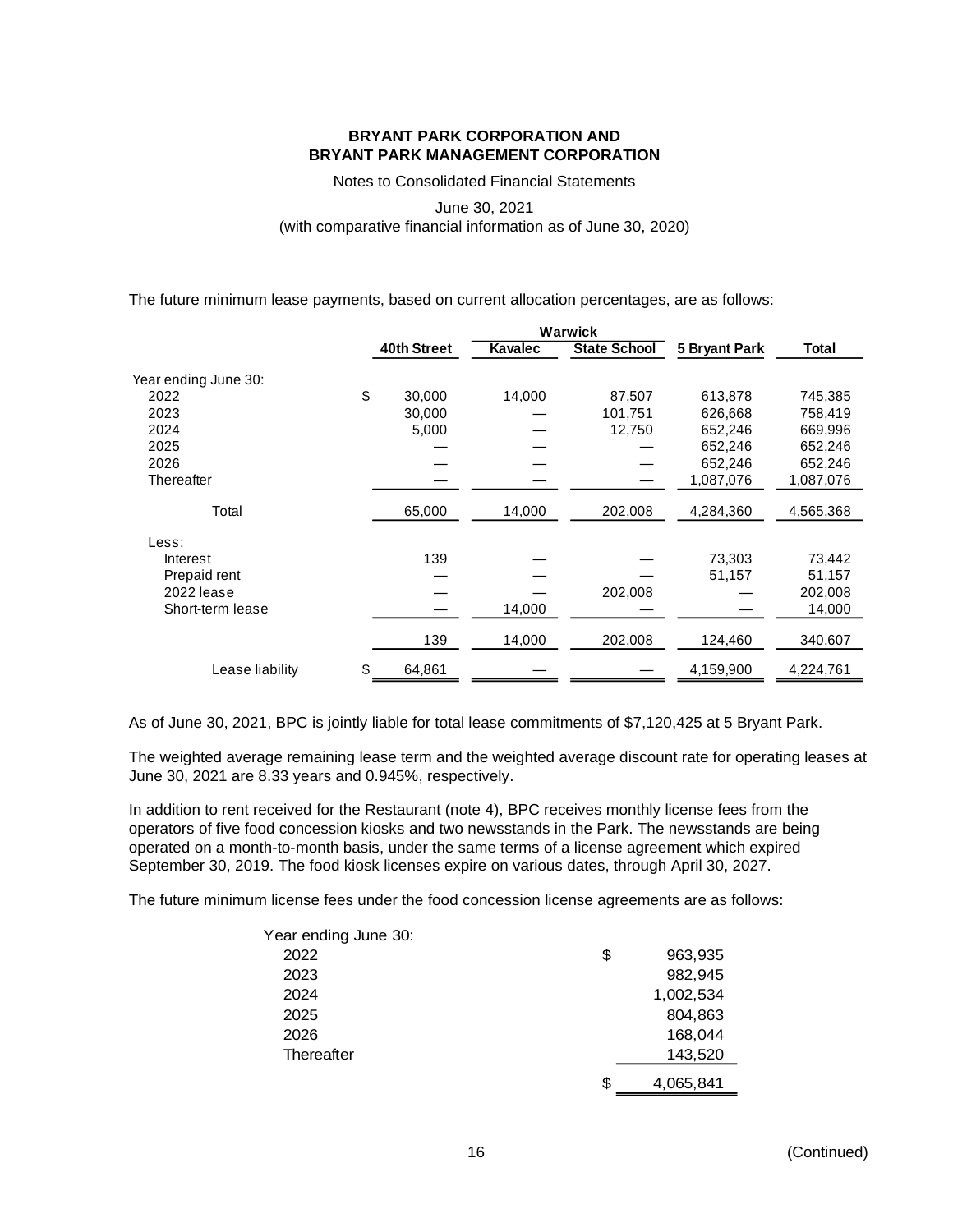**BRYANT PARK CORPORATION AND**
**BRYANT PARK MANAGEMENT CORPORATION**

Notes to Consolidated Financial Statements

June 30, 2021
(with comparative financial information as of June 30, 2020)

The future minimum lease payments, based on current allocation percentages, are as follows:

| | | Warwick | | | |
|---|---|---|---|---|---|
| | 40th Street | Kavalec | State School | 5 Bryant Park | Total |
| Year ending June 30: | | | | | |
| 2022 | $ 30,000 | 14,000 | 87,507 | 613,878 | 745,385 |
| 2023 | 30,000 | — | 101,751 | 626,668 | 758,419 |
| 2024 | 5,000 | — | 12,750 | 652,246 | 669,996 |
| 2025 | — | — | — | 652,246 | 652,246 |
| 2026 | — | — | — | 652,246 | 652,246 |
| Thereafter | — | — | — | 1,087,076 | 1,087,076 |
| Total | 65,000 | 14,000 | 202,008 | 4,284,360 | 4,565,368 |
| Less: | | | | | |
| Interest | 139 | — | — | 73,303 | 73,442 |
| Prepaid rent | — | — | — | 51,157 | 51,157 |
| 2022 lease | — | — | 202,008 | — | 202,008 |
| Short-term lease | — | 14,000 | — | — | 14,000 |
| | 139 | 14,000 | 202,008 | 124,460 | 340,607 |
| Lease liability | $ 64,861 | — | — | 4,159,900 | 4,224,761 |

As of June 30, 2021, BPC is jointly liable for total lease commitments of $7,120,425 at 5 Bryant Park.

The weighted average remaining lease term and the weighted average discount rate for operating leases at June 30, 2021 are 8.33 years and 0.945%, respectively.

In addition to rent received for the Restaurant (note 4), BPC receives monthly license fees from the operators of five food concession kiosks and two newsstands in the Park. The newsstands are being operated on a month-to-month basis, under the same terms of a license agreement which expired September 30, 2019. The food kiosk licenses expire on various dates, through April 30, 2027.

The future minimum license fees under the food concession license agreements are as follows:

| Year ending June 30: | |
|---|---|
| 2022 | $ 963,935 |
| 2023 | 982,945 |
| 2024 | 1,002,534 |
| 2025 | 804,863 |
| 2026 | 168,044 |
| Thereafter | 143,520 |
| | $ 4,065,841 |

(Continued)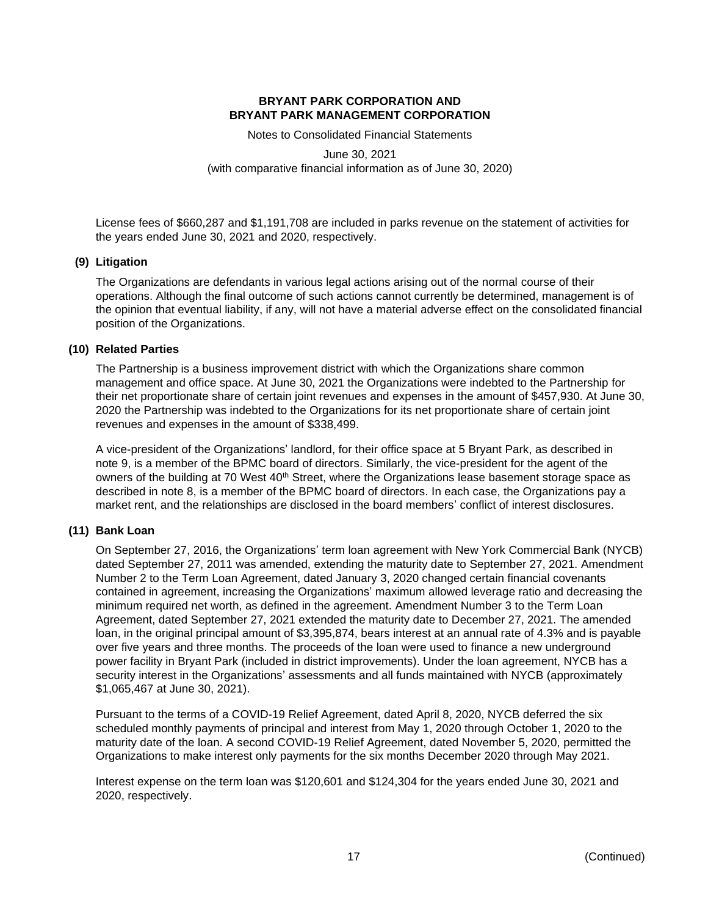License fees of $660,287 and $1,191,708 are included in parks revenue on the statement of activities for the years ended June 30, 2021 and 2020, respectively.

## (9) Litigation

The Organizations are defendants in various legal actions arising out of the normal course of their operations. Although the final outcome of such actions cannot currently be determined, management is of the opinion that eventual liability, if any, will not have a material adverse effect on the consolidated financial position of the Organizations.

## (10) Related Parties

The Partnership is a business improvement district with which the Organizations share common management and office space. At June 30, 2021 the Organizations were indebted to the Partnership for their net proportionate share of certain joint revenues and expenses in the amount of $457,930. At June 30, 2020 the Partnership was indebted to the Organizations for its net proportionate share of certain joint revenues and expenses in the amount of $338,499.

A vice-president of the Organizations' landlord, for their office space at 5 Bryant Park, as described in note 9, is a member of the BPMC board of directors. Similarly, the vice-president for the agent of the owners of the building at 70 West 40th Street, where the Organizations lease basement storage space as described in note 8, is a member of the BPMC board of directors. In each case, the Organizations pay a market rent, and the relationships are disclosed in the board members' conflict of interest disclosures.

## (11) Bank Loan

On September 27, 2016, the Organizations' term loan agreement with New York Commercial Bank (NYCB) dated September 27, 2011 was amended, extending the maturity date to September 27, 2021. Amendment Number 2 to the Term Loan Agreement, dated January 3, 2020 changed certain financial covenants contained in agreement, increasing the Organizations' maximum allowed leverage ratio and decreasing the minimum required net worth, as defined in the agreement. Amendment Number 3 to the Term Loan Agreement, dated September 27, 2021 extended the maturity date to December 27, 2021. The amended loan, in the original principal amount of $3,395,874, bears interest at an annual rate of 4.3% and is payable over five years and three months. The proceeds of the loan were used to finance a new underground power facility in Bryant Park (included in district improvements). Under the loan agreement, NYCB has a security interest in the Organizations' assessments and all funds maintained with NYCB (approximately $1,065,467 at June 30, 2021).

Pursuant to the terms of a COVID-19 Relief Agreement, dated April 8, 2020, NYCB deferred the six scheduled monthly payments of principal and interest from May 1, 2020 through October 1, 2020 to the maturity date of the loan. A second COVID-19 Relief Agreement, dated November 5, 2020, permitted the Organizations to make interest only payments for the six months December 2020 through May 2021.

Interest expense on the term loan was $120,601 and $124,304 for the years ended June 30, 2021 and 2020, respectively.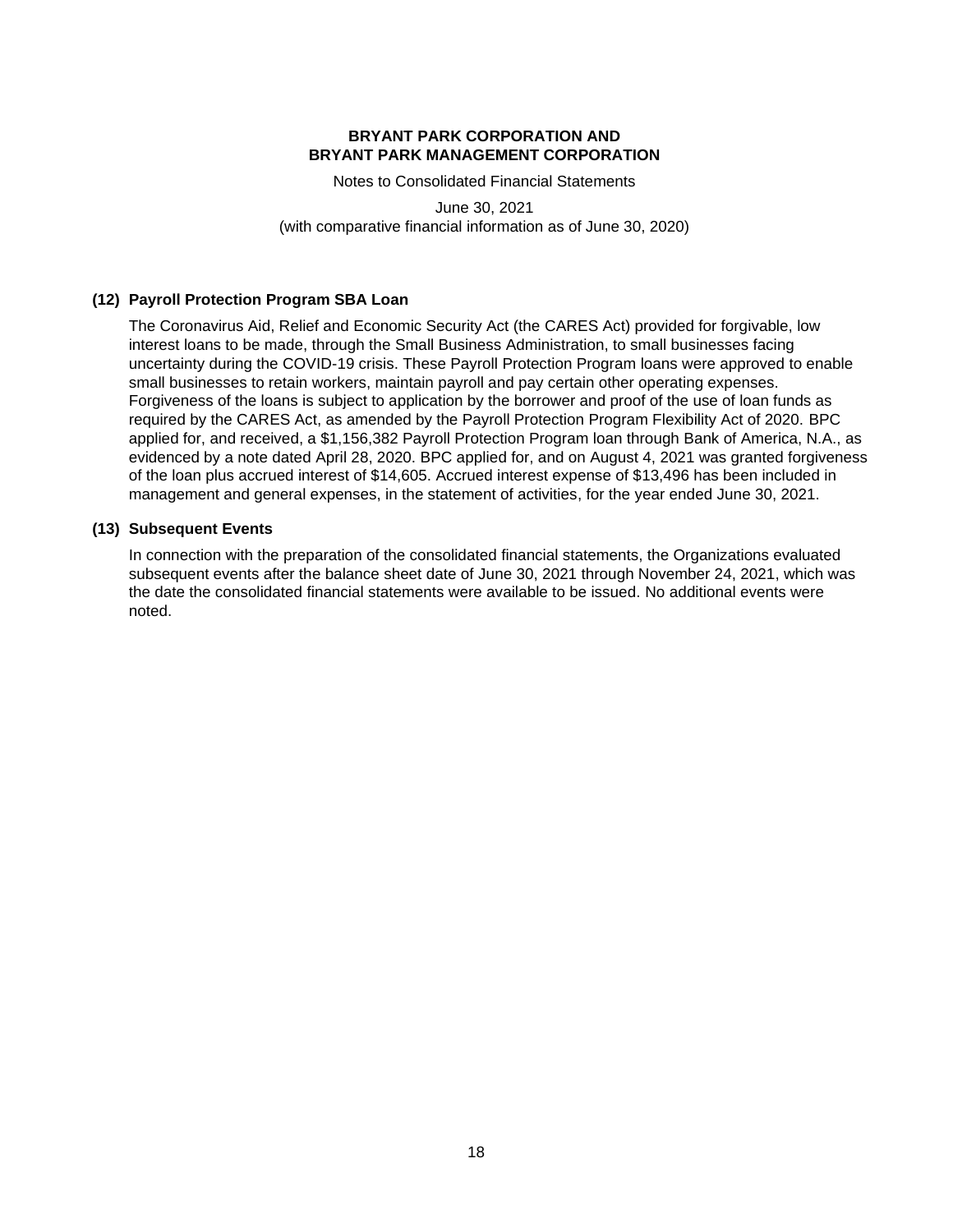**BRYANT PARK CORPORATION AND**
**BRYANT PARK MANAGEMENT CORPORATION**

Notes to Consolidated Financial Statements

June 30, 2021
(with comparative financial information as of June 30, 2020)

### (12) Payroll Protection Program SBA Loan

The Coronavirus Aid, Relief and Economic Security Act (the CARES Act) provided for forgivable, low interest loans to be made, through the Small Business Administration, to small businesses facing uncertainty during the COVID-19 crisis. These Payroll Protection Program loans were approved to enable small businesses to retain workers, maintain payroll and pay certain other operating expenses. Forgiveness of the loans is subject to application by the borrower and proof of the use of loan funds as required by the CARES Act, as amended by the Payroll Protection Program Flexibility Act of 2020. BPC applied for, and received, a $1,156,382 Payroll Protection Program loan through Bank of America, N.A., as evidenced by a note dated April 28, 2020. BPC applied for, and on August 4, 2021 was granted forgiveness of the loan plus accrued interest of $14,605. Accrued interest expense of $13,496 has been included in management and general expenses, in the statement of activities, for the year ended June 30, 2021.

### (13) Subsequent Events

In connection with the preparation of the consolidated financial statements, the Organizations evaluated subsequent events after the balance sheet date of June 30, 2021 through November 24, 2021, which was the date the consolidated financial statements were available to be issued. No additional events were noted.